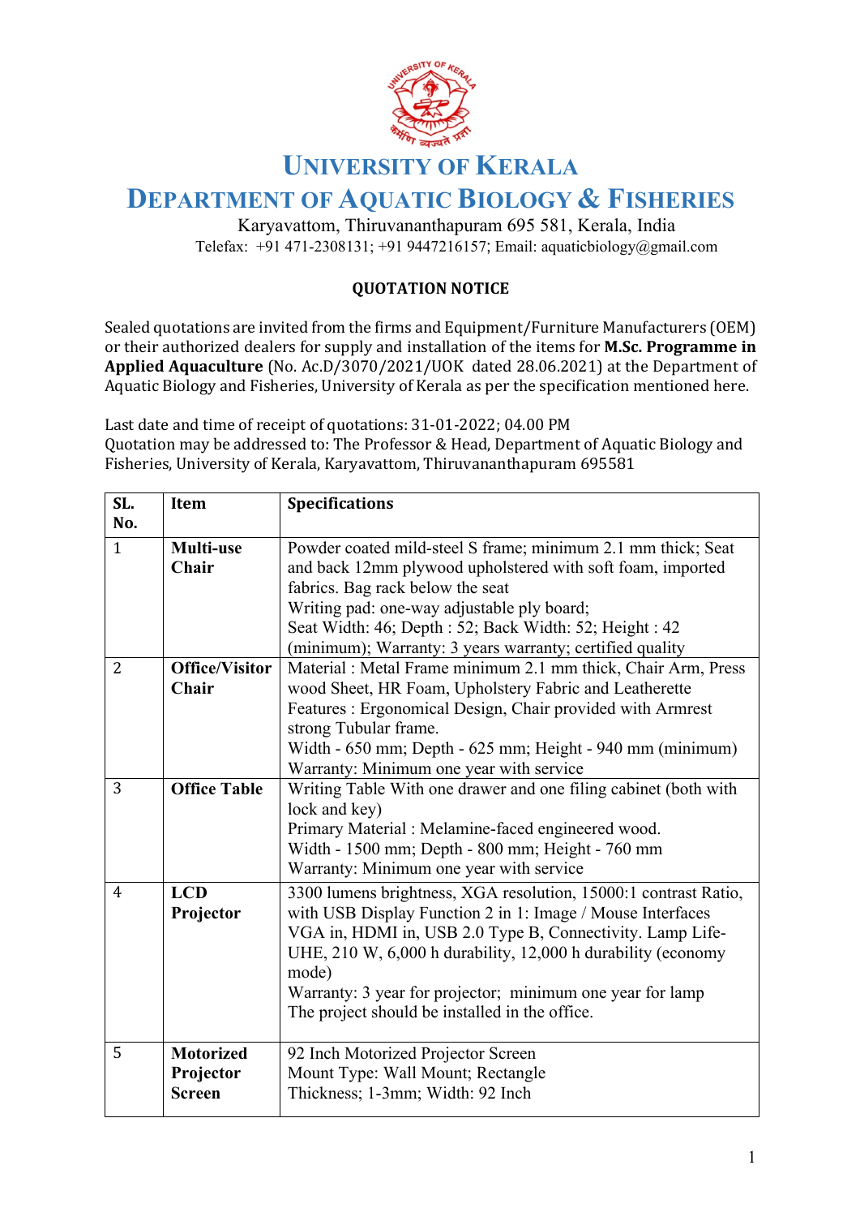# UNIVERSITY OF KERALA

## DEPARTMENT OF AQUATIC BIOLOGY & FISHERIES

Karyavattom, Thiruvananthapuram 695 581, Kerala, India

Telefax: +91 471-2308131; +91 9447216157; Email: aquaticbiology@gmail.com

### QUOTATION NOTICE

Sealed quotations are invited from the firms and Equipment/Furniture Manufacturers (OEM) or their authorized dealers for supply and installation of the items for **M.Sc. Programme in Applied Aquaculture** (No. Ac.D/3070/2021/UOK dated 28.06.2021) at the Department of Aquatic Biology and Fisheries, University of Kerala as per the specification mentioned here.

Last date and time of receipt of quotations: 31-01-2022; 04.00 PM
Quotation may be addressed to: The Professor & Head, Department of Aquatic Biology and Fisheries, University of Kerala, Karyavattom, Thiruvananthapuram 695581

| SL. No. | Item | Specifications |
|---|---|---|
| 1 | **Multi-use Chair** | Powder coated mild-steel S frame; minimum 2.1 mm thick; Seat and back 12mm plywood upholstered with soft foam, imported fabrics. Bag rack below the seat<br>Writing pad: one-way adjustable ply board;<br>Seat Width: 46; Depth : 52; Back Width: 52; Height : 42 (minimum); Warranty: 3 years warranty; certified quality |
| 2 | **Office/Visitor Chair** | Material : Metal Frame minimum 2.1 mm thick, Chair Arm, Press wood Sheet, HR Foam, Upholstery Fabric and Leatherette<br>Features : Ergonomical Design, Chair provided with Armrest strong Tubular frame.<br>Width - 650 mm; Depth - 625 mm; Height - 940 mm (minimum)<br>Warranty: Minimum one year with service |
| 3 | **Office Table** | Writing Table With one drawer and one filing cabinet (both with lock and key)<br>Primary Material : Melamine-faced engineered wood.<br>Width - 1500 mm; Depth - 800 mm; Height - 760 mm<br>Warranty: Minimum one year with service |
| 4 | **LCD Projector** | 3300 lumens brightness, XGA resolution, 15000:1 contrast Ratio, with USB Display Function 2 in 1: Image / Mouse Interfaces VGA in, HDMI in, USB 2.0 Type B, Connectivity. Lamp Life-UHE, 210 W, 6,000 h durability, 12,000 h durability (economy mode)<br>Warranty: 3 year for projector; minimum one year for lamp<br>The project should be installed in the office. |
| 5 | **Motorized Projector Screen** | 92 Inch Motorized Projector Screen<br>Mount Type: Wall Mount; Rectangle<br>Thickness; 1-3mm; Width: 92 Inch |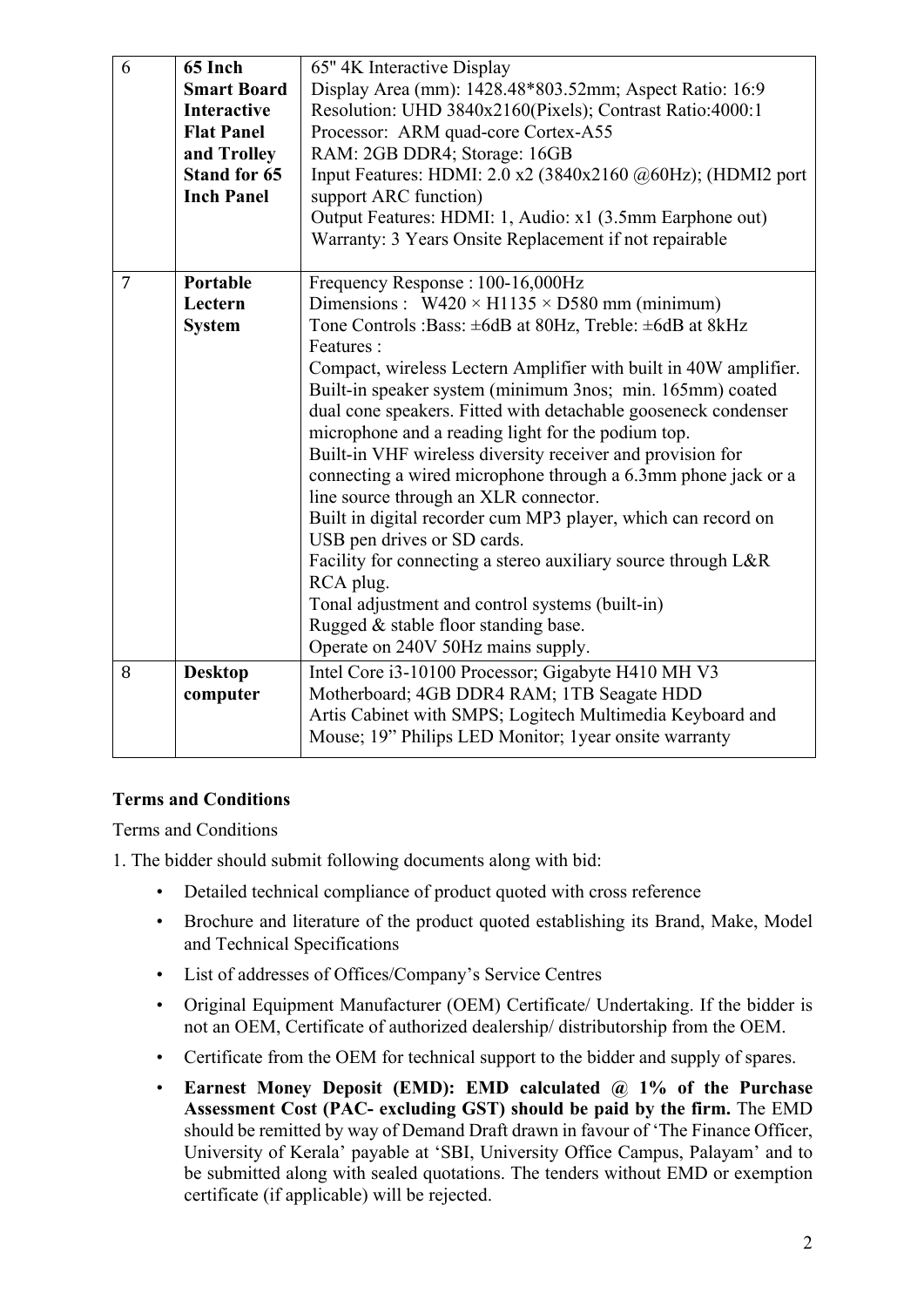| 6 | **65 Inch Smart Board Interactive Flat Panel and Trolley Stand for 65 Inch Panel** | 65" 4K Interactive Display<br>Display Area (mm): 1428.48*803.52mm; Aspect Ratio: 16:9<br>Resolution: UHD 3840x2160(Pixels); Contrast Ratio:4000:1<br>Processor: ARM quad-core Cortex-A55<br>RAM: 2GB DDR4; Storage: 16GB<br>Input Features: HDMI: 2.0 x2 (3840x2160 @60Hz); (HDMI2 port support ARC function)<br>Output Features: HDMI: 1, Audio: x1 (3.5mm Earphone out)<br>Warranty: 3 Years Onsite Replacement if not repairable |
|---|---|---|
| 7 | **Portable Lectern System** | Frequency Response : 100-16,000Hz<br>Dimensions : W420 × H1135 × D580 mm (minimum)<br>Tone Controls :Bass: ±6dB at 80Hz, Treble: ±6dB at 8kHz<br>Features :<br>Compact, wireless Lectern Amplifier with built in 40W amplifier.<br>Built-in speaker system (minimum 3nos; min. 165mm) coated dual cone speakers. Fitted with detachable gooseneck condenser microphone and a reading light for the podium top.<br>Built-in VHF wireless diversity receiver and provision for connecting a wired microphone through a 6.3mm phone jack or a line source through an XLR connector.<br>Built in digital recorder cum MP3 player, which can record on USB pen drives or SD cards.<br>Facility for connecting a stereo auxiliary source through L&R RCA plug.<br>Tonal adjustment and control systems (built-in)<br>Rugged & stable floor standing base.<br>Operate on 240V 50Hz mains supply. |
| 8 | **Desktop computer** | Intel Core i3-10100 Processor; Gigabyte H410 MH V3 Motherboard; 4GB DDR4 RAM; 1TB Seagate HDD<br>Artis Cabinet with SMPS; Logitech Multimedia Keyboard and Mouse; 19" Philips LED Monitor; 1year onsite warranty |

**Terms and Conditions**

Terms and Conditions

1. The bidder should submit following documents along with bid:

   - Detailed technical compliance of product quoted with cross reference
   - Brochure and literature of the product quoted establishing its Brand, Make, Model and Technical Specifications
   - List of addresses of Offices/Company's Service Centres
   - Original Equipment Manufacturer (OEM) Certificate/ Undertaking. If the bidder is not an OEM, Certificate of authorized dealership/ distributorship from the OEM.
   - Certificate from the OEM for technical support to the bidder and supply of spares.
   - **Earnest Money Deposit (EMD): EMD calculated @ 1% of the Purchase Assessment Cost (PAC- excluding GST) should be paid by the firm.** The EMD should be remitted by way of Demand Draft drawn in favour of 'The Finance Officer, University of Kerala' payable at 'SBI, University Office Campus, Palayam' and to be submitted along with sealed quotations. The tenders without EMD or exemption certificate (if applicable) will be rejected.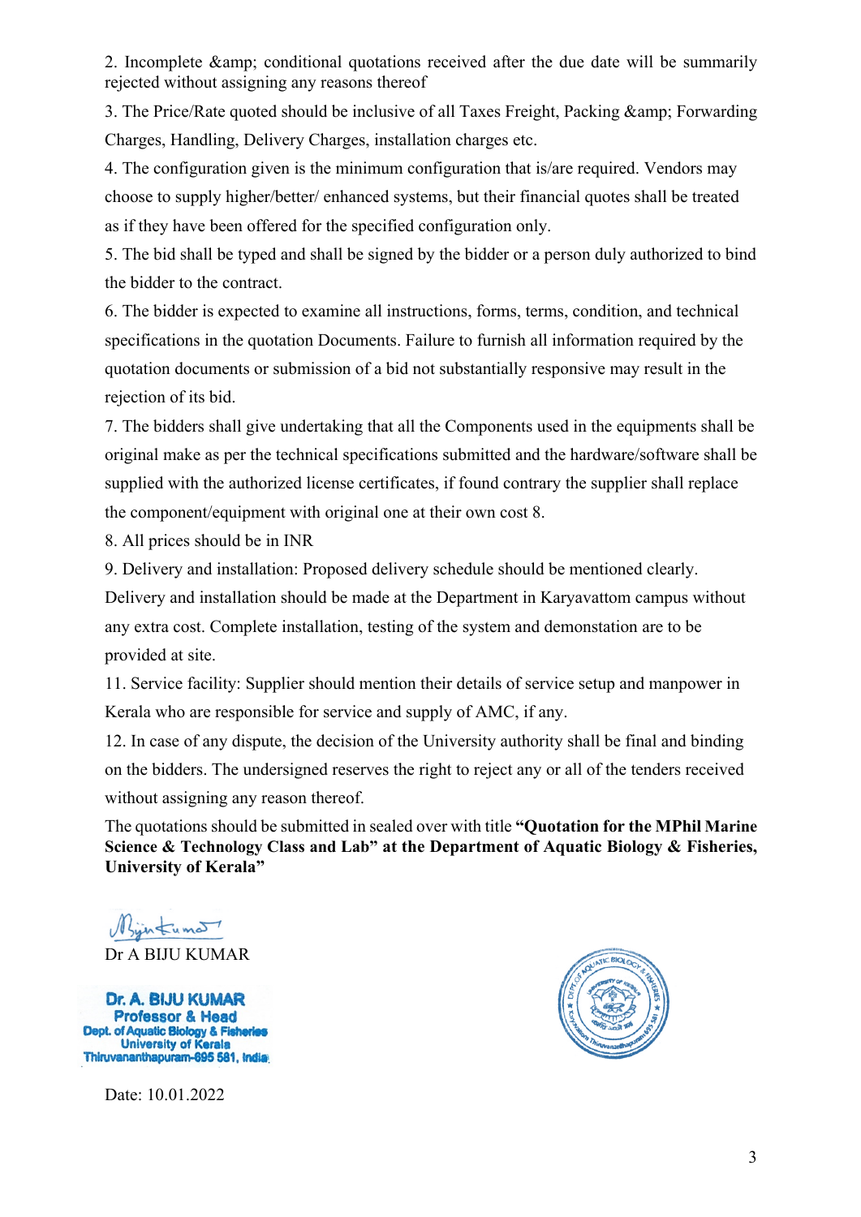2. Incomplete &amp; conditional quotations received after the due date will be summarily rejected without assigning any reasons thereof

3. The Price/Rate quoted should be inclusive of all Taxes Freight, Packing &amp; Forwarding Charges, Handling, Delivery Charges, installation charges etc.

4. The configuration given is the minimum configuration that is/are required. Vendors may choose to supply higher/better/ enhanced systems, but their financial quotes shall be treated as if they have been offered for the specified configuration only.

5. The bid shall be typed and shall be signed by the bidder or a person duly authorized to bind the bidder to the contract.

6. The bidder is expected to examine all instructions, forms, terms, condition, and technical specifications in the quotation Documents. Failure to furnish all information required by the quotation documents or submission of a bid not substantially responsive may result in the rejection of its bid.

7. The bidders shall give undertaking that all the Components used in the equipments shall be original make as per the technical specifications submitted and the hardware/software shall be supplied with the authorized license certificates, if found contrary the supplier shall replace the component/equipment with original one at their own cost 8.

8. All prices should be in INR

9. Delivery and installation: Proposed delivery schedule should be mentioned clearly. Delivery and installation should be made at the Department in Karyavattom campus without any extra cost. Complete installation, testing of the system and demonstation are to be provided at site.

11. Service facility: Supplier should mention their details of service setup and manpower in Kerala who are responsible for service and supply of AMC, if any.

12. In case of any dispute, the decision of the University authority shall be final and binding on the bidders. The undersigned reserves the right to reject any or all of the tenders received without assigning any reason thereof.

The quotations should be submitted in sealed over with title **"Quotation for the MPhil Marine Science & Technology Class and Lab" at the Department of Aquatic Biology & Fisheries, University of Kerala"**

Dr A BIJU KUMAR

**Dr. A. BIJU KUMAR**
**Professor & Head**
**Dept. of Aquatic Biology & Fisheries**
**University of Kerala**
**Thiruvananthapuram-695 581, India**

Date: 10.01.2022